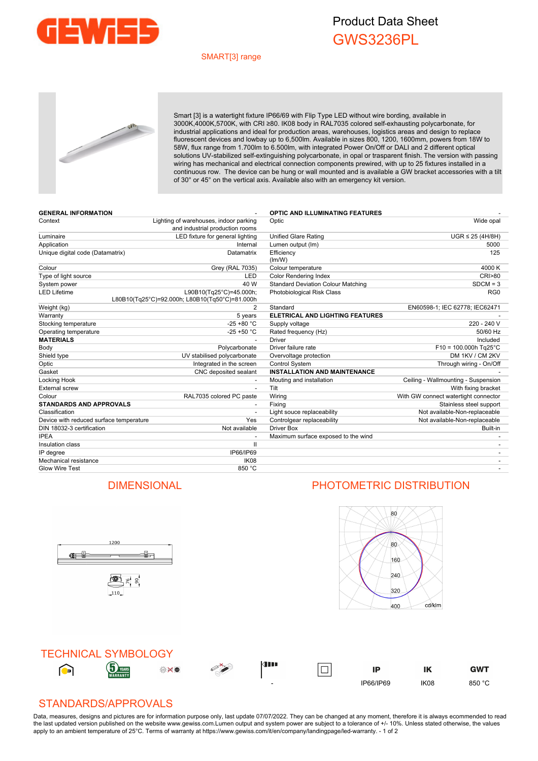# Product Data Sheet

## GWS3236PL

SMART[3] range

Smart [3] is a watertight fixture IP66/69 with Flip Type LED without wire bording, available in 3000K,4000K,5700K, with CRI ≥80. IK08 body in RAL7035 colored self-exhausting polycarbonate, for industrial applications and ideal for production areas, warehouses, logistics areas and design to replace fluorescent devices and lowbay up to 6,500lm. Available in sizes 800, 1200, 1600mm, powers from 18W to 58W, flux range from 1.700lm to 6.500lm, with integrated Power On/Off or DALI and 2 different optical solutions UV-stabilized self-extinguishing polycarbonate, in opal or trasparent finish. The version with passing wiring has mechanical and electrical connection components prewired, with up to 25 fixtures installed in a continuous row. The device can be hung or wall mounted and is available a GW bracket accessories with a tilt of 30° or 45° on the vertical axis. Available also with an emergency kit version.

| **GENERAL INFORMATION** | - |
|---|---|
| Context | Lighting of warehouses, indoor parking and industrial production rooms |
| Luminaire | LED fixture for general lighting |
| Application | Internal |
| Unique digital code (Datamatrix) | Datamatrix |
| Colour | Grey (RAL 7035) |
| Type of light source | LED |
| System power | 40 W |
| LED Lifetime | L90B10(Tq25°C)=45.000h; L80B10(Tq25°C)=92.000h; L80B10(Tq50°C)=81.000h |
| Weight (kg) | 2 |
| Warranty | 5 years |
| Stocking temperature | -25 +80 °C |
| Operating temperature | -25 +50 °C |
| **MATERIALS** | - |
| Body | Polycarbonate |
| Shield type | UV stabilised polycarbonate |
| Optic | Integrated in the screen |
| Gasket | CNC deposited sealant |
| Locking Hook | - |
| External screw | - |
| Colour | RAL7035 colored PC paste |
| **STANDARDS AND APPROVALS** | - |
| Classification | - |
| Device with reduced surface temperature | Yes |
| DIN 18032-3 certification | Not available |
| IPEA | - |
| Insulation class | II |
| IP degree | IP66/IP69 |
| Mechanical resistance | IK08 |
| Glow Wire Test | 850 °C |

| **OPTIC AND ILLUMINATING FEATURES** | - |
|---|---|
| Optic | Wide opal |
| Unified Glare Rating | UGR ≤ 25 (4H/8H) |
| Lumen output (lm) | 5000 |
| Efficiency (lm/W) | 125 |
| Colour temperature | 4000 K |
| Color Rendering Index | CRI>80 |
| Standard Deviation Colour Matching | SDCM = 3 |
| Photobiological Risk Class | RG0 |
| Standard | EN60598-1; IEC 62778; IEC62471 |
| **ELETRICAL AND LIGHTING FEATURES** | - |
| Supply voltage | 220 - 240 V |
| Rated frequency (Hz) | 50/60 Hz |
| Driver | Included |
| Driver failure rate | F10 = 100.000h Tq25°C |
| Overvoltage protection | DM 1KV / CM 2KV |
| Control System | Through wiring - On/Off |
| **INSTALLATION AND MAINTENANCE** | - |
| Mouting and installation | Ceiling - Wallmounting - Suspension |
| Tilt | With fixing bracket |
| Wiring | With GW connect watertight connector |
| Fixing | Stainless steel support |
| Light souce replaceability | Not available-Non-replaceable |
| Controlgear replaceability | Not available-Non-replaceable |
| Driver Box | Built-in |
| Maximum surface exposed to the wind | - |
| | - |
| | - |
| | - |
| | - |

## DIMENSIONAL

1200

76 90

110

## PHOTOMETRIC DISTRIBUTION

80 80 160 240 320 400 cd/klm

## TECHNICAL SYMBOLOGY

| | | | | | | IP | IK | GWT |
|---|---|---|---|---|---|---|---|---|
| | | | | - | | IP66/IP69 | IK08 | 850 °C |

## STANDARDS/APPROVALS

Data, measures, designs and pictures are for information purpose only, last update 07/07/2022. They can be changed at any moment, therefore it is always ecommended to read the last updated version published on the website www.gewiss.com.Lumen output and system power are subject to a tolerance of +/- 10%. Unless stated otherwise, the values apply to an ambient temperature of 25°C. Terms of warranty at https://www.gewiss.com/it/en/company/landingpage/led-warranty.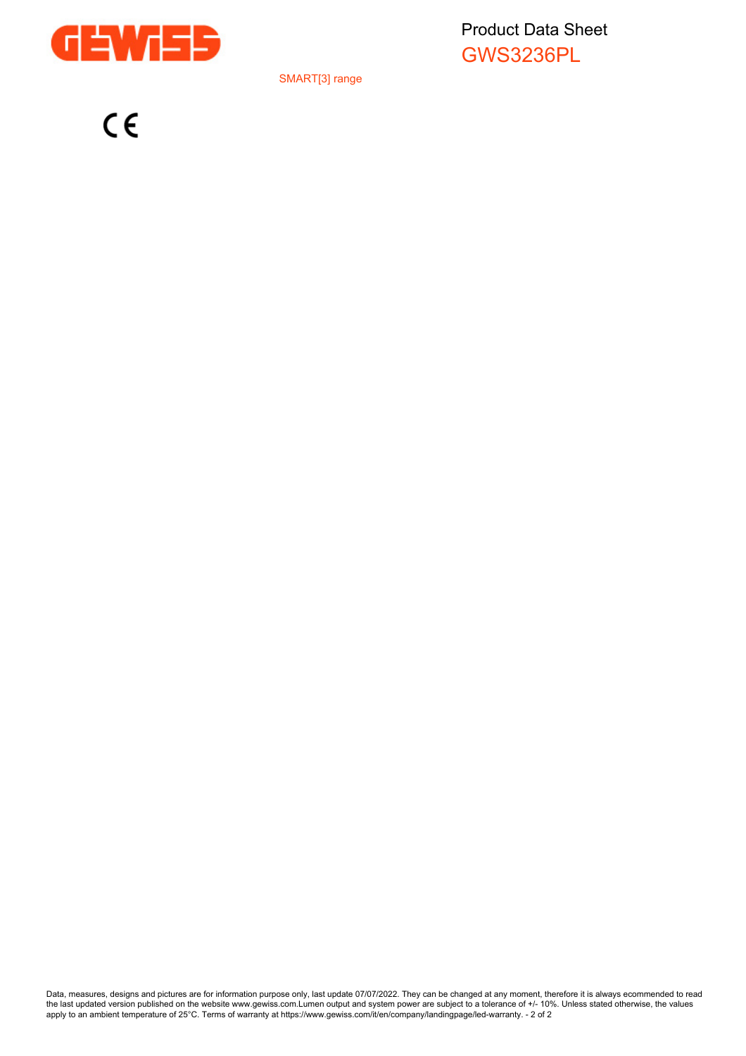CE